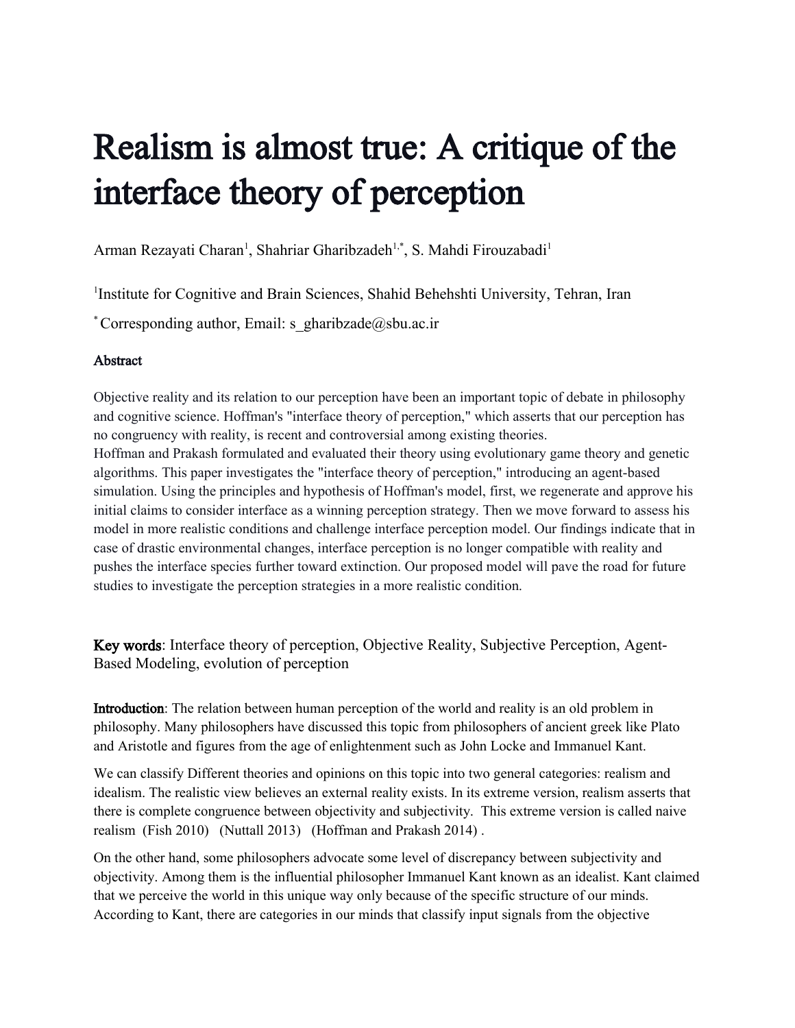# Realism is almost true: A critique of the interface theory of perception

Arman Rezayati Charan[1], Shahriar Gharibzadeh[1,*], S. Mahdi Firouzabadi[1]

[1]Institute for Cognitive and Brain Sciences, Shahid Behehshti University, Tehran, Iran

[*] Corresponding author, Email: s_gharibzade@sbu.ac.ir

**Abstract**

Objective reality and its relation to our perception have been an important topic of debate in philosophy and cognitive science. Hoffman's "interface theory of perception," which asserts that our perception has no congruency with reality, is recent and controversial among existing theories.
Hoffman and Prakash formulated and evaluated their theory using evolutionary game theory and genetic algorithms. This paper investigates the "interface theory of perception," introducing an agent-based simulation. Using the principles and hypothesis of Hoffman's model, first, we regenerate and approve his initial claims to consider interface as a winning perception strategy. Then we move forward to assess his model in more realistic conditions and challenge interface perception model. Our findings indicate that in case of drastic environmental changes, interface perception is no longer compatible with reality and pushes the interface species further toward extinction. Our proposed model will pave the road for future studies to investigate the perception strategies in a more realistic condition.

**Key words**: Interface theory of perception, Objective Reality, Subjective Perception, Agent-Based Modeling, evolution of perception

**Introduction**: The relation between human perception of the world and reality is an old problem in philosophy. Many philosophers have discussed this topic from philosophers of ancient greek like Plato and Aristotle and figures from the age of enlightenment such as John Locke and Immanuel Kant.

We can classify Different theories and opinions on this topic into two general categories: realism and idealism. The realistic view believes an external reality exists. In its extreme version, realism asserts that there is complete congruence between objectivity and subjectivity. This extreme version is called naive realism (Fish 2010) (Nuttall 2013) (Hoffman and Prakash 2014) .

On the other hand, some philosophers advocate some level of discrepancy between subjectivity and objectivity. Among them is the influential philosopher Immanuel Kant known as an idealist. Kant claimed that we perceive the world in this unique way only because of the specific structure of our minds. According to Kant, there are categories in our minds that classify input signals from the objective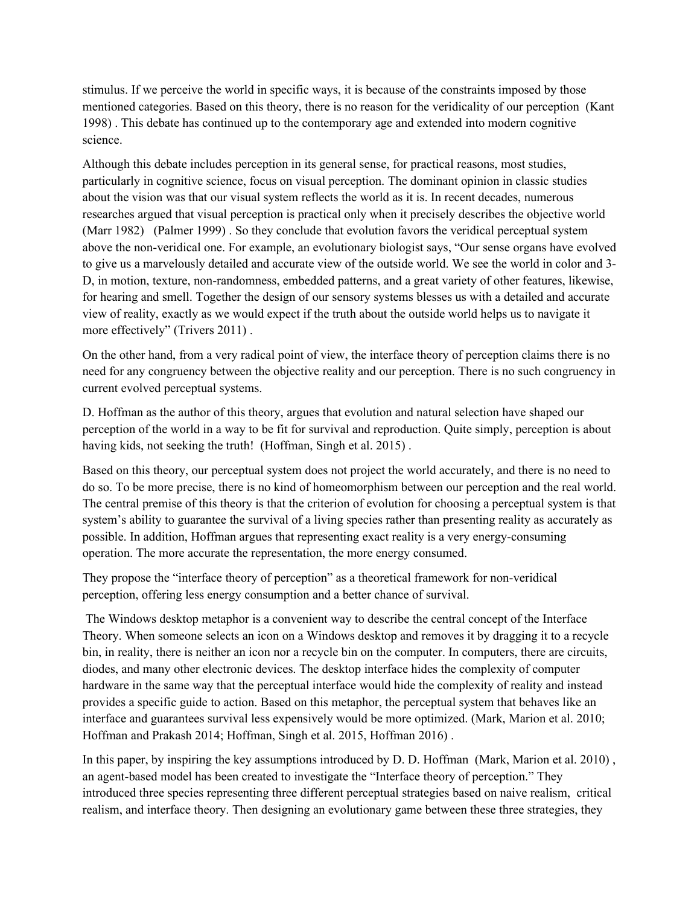stimulus. If we perceive the world in specific ways, it is because of the constraints imposed by those mentioned categories. Based on this theory, there is no reason for the veridicality of our perception (Kant 1998) . This debate has continued up to the contemporary age and extended into modern cognitive science.

Although this debate includes perception in its general sense, for practical reasons, most studies, particularly in cognitive science, focus on visual perception. The dominant opinion in classic studies about the vision was that our visual system reflects the world as it is. In recent decades, numerous researches argued that visual perception is practical only when it precisely describes the objective world (Marr 1982) (Palmer 1999) . So they conclude that evolution favors the veridical perceptual system above the non-veridical one. For example, an evolutionary biologist says, "Our sense organs have evolved to give us a marvelously detailed and accurate view of the outside world. We see the world in color and 3-D, in motion, texture, non-randomness, embedded patterns, and a great variety of other features, likewise, for hearing and smell. Together the design of our sensory systems blesses us with a detailed and accurate view of reality, exactly as we would expect if the truth about the outside world helps us to navigate it more effectively" (Trivers 2011) .

On the other hand, from a very radical point of view, the interface theory of perception claims there is no need for any congruency between the objective reality and our perception. There is no such congruency in current evolved perceptual systems.

D. Hoffman as the author of this theory, argues that evolution and natural selection have shaped our perception of the world in a way to be fit for survival and reproduction. Quite simply, perception is about having kids, not seeking the truth! (Hoffman, Singh et al. 2015) .

Based on this theory, our perceptual system does not project the world accurately, and there is no need to do so. To be more precise, there is no kind of homeomorphism between our perception and the real world. The central premise of this theory is that the criterion of evolution for choosing a perceptual system is that system's ability to guarantee the survival of a living species rather than presenting reality as accurately as possible. In addition, Hoffman argues that representing exact reality is a very energy-consuming operation. The more accurate the representation, the more energy consumed.

They propose the "interface theory of perception" as a theoretical framework for non-veridical perception, offering less energy consumption and a better chance of survival.

The Windows desktop metaphor is a convenient way to describe the central concept of the Interface Theory. When someone selects an icon on a Windows desktop and removes it by dragging it to a recycle bin, in reality, there is neither an icon nor a recycle bin on the computer. In computers, there are circuits, diodes, and many other electronic devices. The desktop interface hides the complexity of computer hardware in the same way that the perceptual interface would hide the complexity of reality and instead provides a specific guide to action. Based on this metaphor, the perceptual system that behaves like an interface and guarantees survival less expensively would be more optimized. (Mark, Marion et al. 2010; Hoffman and Prakash 2014; Hoffman, Singh et al. 2015, Hoffman 2016) .

In this paper, by inspiring the key assumptions introduced by D. D. Hoffman (Mark, Marion et al. 2010) , an agent-based model has been created to investigate the "Interface theory of perception." They introduced three species representing three different perceptual strategies based on naive realism, critical realism, and interface theory. Then designing an evolutionary game between these three strategies, they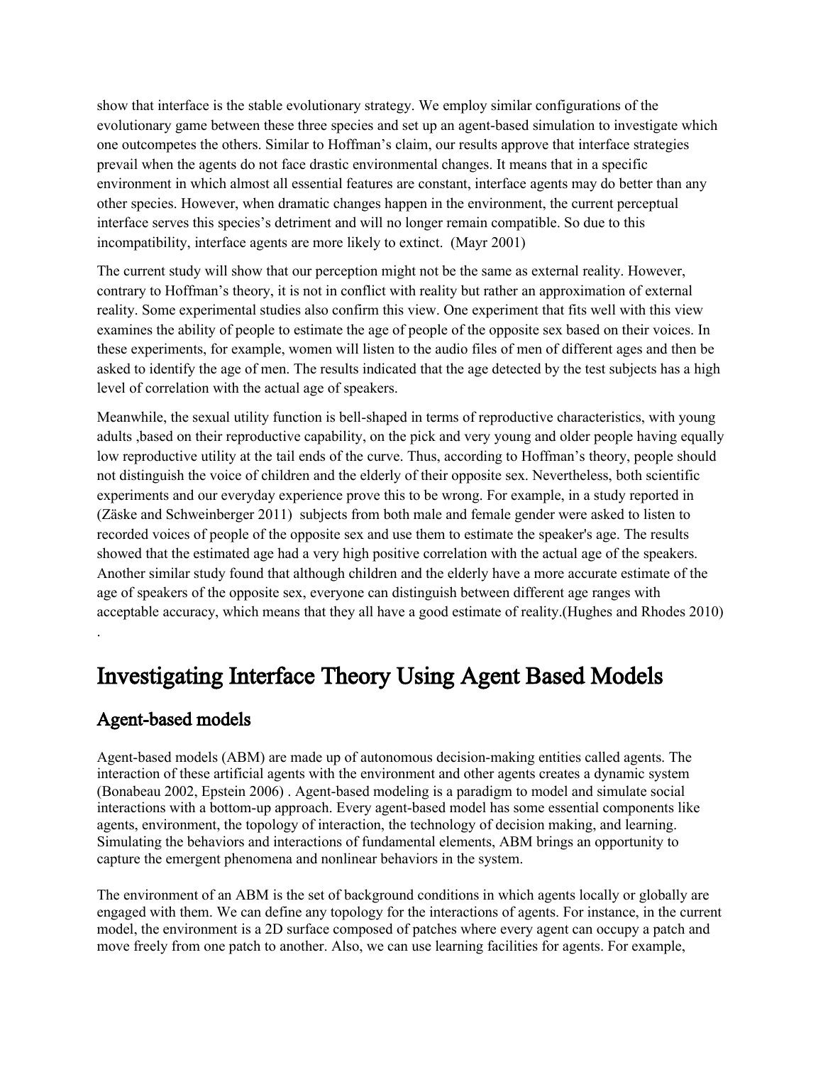show that interface is the stable evolutionary strategy. We employ similar configurations of the evolutionary game between these three species and set up an agent-based simulation to investigate which one outcompetes the others. Similar to Hoffman's claim, our results approve that interface strategies prevail when the agents do not face drastic environmental changes. It means that in a specific environment in which almost all essential features are constant, interface agents may do better than any other species. However, when dramatic changes happen in the environment, the current perceptual interface serves this species's detriment and will no longer remain compatible. So due to this incompatibility, interface agents are more likely to extinct. (Mayr 2001)

The current study will show that our perception might not be the same as external reality. However, contrary to Hoffman's theory, it is not in conflict with reality but rather an approximation of external reality. Some experimental studies also confirm this view. One experiment that fits well with this view examines the ability of people to estimate the age of people of the opposite sex based on their voices. In these experiments, for example, women will listen to the audio files of men of different ages and then be asked to identify the age of men. The results indicated that the age detected by the test subjects has a high level of correlation with the actual age of speakers.

Meanwhile, the sexual utility function is bell-shaped in terms of reproductive characteristics, with young adults ,based on their reproductive capability, on the pick and very young and older people having equally low reproductive utility at the tail ends of the curve. Thus, according to Hoffman's theory, people should not distinguish the voice of children and the elderly of their opposite sex. Nevertheless, both scientific experiments and our everyday experience prove this to be wrong. For example, in a study reported in (Zäske and Schweinberger 2011) subjects from both male and female gender were asked to listen to recorded voices of people of the opposite sex and use them to estimate the speaker's age. The results showed that the estimated age had a very high positive correlation with the actual age of the speakers. Another similar study found that although children and the elderly have a more accurate estimate of the age of speakers of the opposite sex, everyone can distinguish between different age ranges with acceptable accuracy, which means that they all have a good estimate of reality.(Hughes and Rhodes 2010)
.

# Investigating Interface Theory Using Agent Based Models

## Agent-based models

Agent-based models (ABM) are made up of autonomous decision-making entities called agents. The interaction of these artificial agents with the environment and other agents creates a dynamic system (Bonabeau 2002, Epstein 2006) . Agent-based modeling is a paradigm to model and simulate social interactions with a bottom-up approach. Every agent-based model has some essential components like agents, environment, the topology of interaction, the technology of decision making, and learning. Simulating the behaviors and interactions of fundamental elements, ABM brings an opportunity to capture the emergent phenomena and nonlinear behaviors in the system.

The environment of an ABM is the set of background conditions in which agents locally or globally are engaged with them. We can define any topology for the interactions of agents. For instance, in the current model, the environment is a 2D surface composed of patches where every agent can occupy a patch and move freely from one patch to another. Also, we can use learning facilities for agents. For example,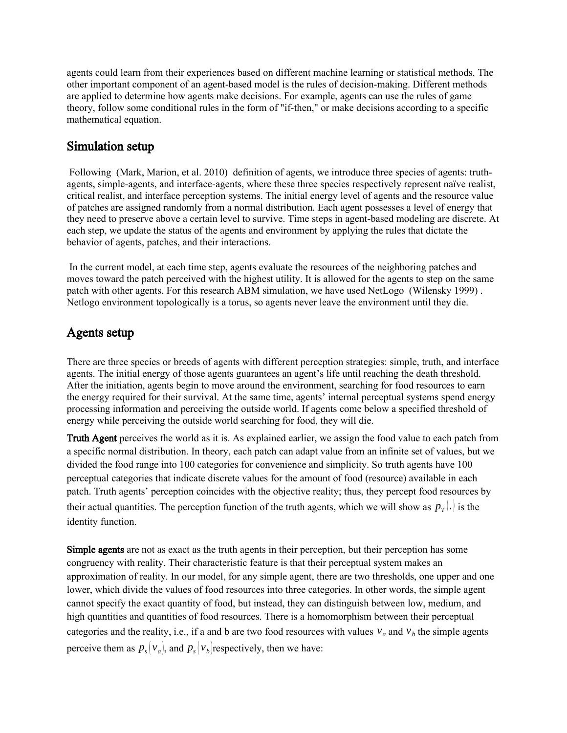agents could learn from their experiences based on different machine learning or statistical methods. The other important component of an agent-based model is the rules of decision-making. Different methods are applied to determine how agents make decisions. For example, agents can use the rules of game theory, follow some conditional rules in the form of "if-then," or make decisions according to a specific mathematical equation.

## Simulation setup

Following (Mark, Marion, et al. 2010) definition of agents, we introduce three species of agents: truth-agents, simple-agents, and interface-agents, where these three species respectively represent naïve realist, critical realist, and interface perception systems. The initial energy level of agents and the resource value of patches are assigned randomly from a normal distribution. Each agent possesses a level of energy that they need to preserve above a certain level to survive. Time steps in agent-based modeling are discrete. At each step, we update the status of the agents and environment by applying the rules that dictate the behavior of agents, patches, and their interactions.

In the current model, at each time step, agents evaluate the resources of the neighboring patches and moves toward the patch perceived with the highest utility. It is allowed for the agents to step on the same patch with other agents. For this research ABM simulation, we have used NetLogo (Wilensky 1999). Netlogo environment topologically is a torus, so agents never leave the environment until they die.

## Agents setup

There are three species or breeds of agents with different perception strategies: simple, truth, and interface agents. The initial energy of those agents guarantees an agent's life until reaching the death threshold. After the initiation, agents begin to move around the environment, searching for food resources to earn the energy required for their survival. At the same time, agents' internal perceptual systems spend energy processing information and perceiving the outside world. If agents come below a specified threshold of energy while perceiving the outside world searching for food, they will die.

**Truth Agent** perceives the world as it is. As explained earlier, we assign the food value to each patch from a specific normal distribution. In theory, each patch can adapt value from an infinite set of values, but we divided the food range into 100 categories for convenience and simplicity. So truth agents have 100 perceptual categories that indicate discrete values for the amount of food (resource) available in each patch. Truth agents' perception coincides with the objective reality; thus, they percept food resources by their actual quantities. The perception function of the truth agents, which we will show as $p_T(.)$ is the identity function.

**Simple agents** are not as exact as the truth agents in their perception, but their perception has some congruency with reality. Their characteristic feature is that their perceptual system makes an approximation of reality. In our model, for any simple agent, there are two thresholds, one upper and one lower, which divide the values of food resources into three categories. In other words, the simple agent cannot specify the exact quantity of food, but instead, they can distinguish between low, medium, and high quantities and quantities of food resources. There is a homomorphism between their perceptual categories and the reality, i.e., if a and b are two food resources with values $v_a$ and $v_b$ the simple agents perceive them as $p_s(v_a)$, and $p_s(v_b)$respectively, then we have: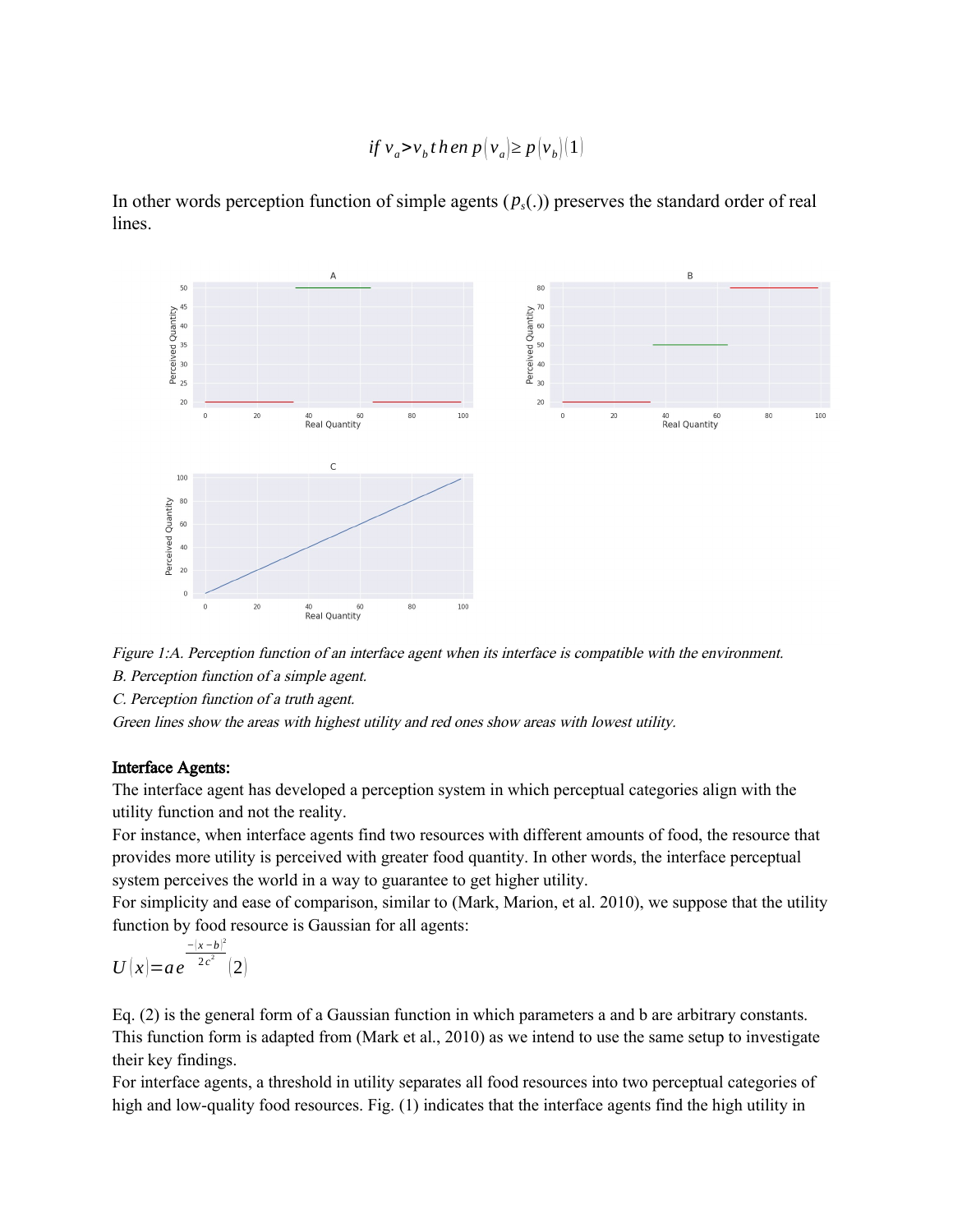$$if\ v_a > v_b\ then\ p(v_a) \geq p(v_b) \quad (1)$$

In other words perception function of simple agents ($p_s(.)$) preserves the standard order of real lines.

A

Perceived Quantity

Real Quantity

B

Perceived Quantity

Real Quantity

C

Perceived Quantity

Real Quantity

*Figure 1:A. Perception function of an interface agent when its interface is compatible with the environment.*
*B. Perception function of a simple agent.*
*C. Perception function of a truth agent.*
*Green lines show the areas with highest utility and red ones show areas with lowest utility.*

**Interface Agents:**

The interface agent has developed a perception system in which perceptual categories align with the utility function and not the reality.

For instance, when interface agents find two resources with different amounts of food, the resource that provides more utility is perceived with greater food quantity. In other words, the interface perceptual system perceives the world in a way to guarantee to get higher utility.

For simplicity and ease of comparison, similar to (Mark, Marion, et al. 2010), we suppose that the utility function by food resource is Gaussian for all agents:

$$U(x) = a e^{\frac{-(x-b)^2}{2c^2}} \quad (2)$$

Eq. (2) is the general form of a Gaussian function in which parameters a and b are arbitrary constants. This function form is adapted from (Mark et al., 2010) as we intend to use the same setup to investigate their key findings.

For interface agents, a threshold in utility separates all food resources into two perceptual categories of high and low-quality food resources. Fig. (1) indicates that the interface agents find the high utility in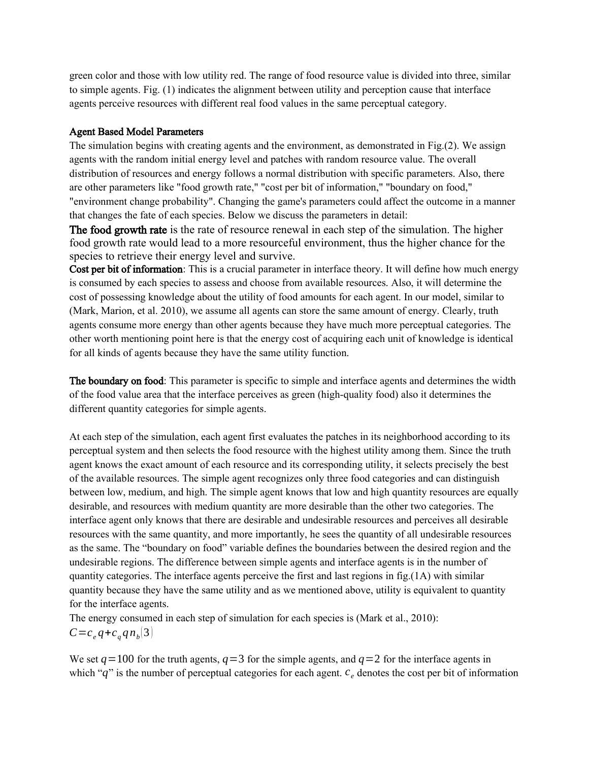green color and those with low utility red. The range of food resource value is divided into three, similar to simple agents. Fig. (1) indicates the alignment between utility and perception cause that interface agents perceive resources with different real food values in the same perceptual category.

### Agent Based Model Parameters

The simulation begins with creating agents and the environment, as demonstrated in Fig.(2). We assign agents with the random initial energy level and patches with random resource value. The overall distribution of resources and energy follows a normal distribution with specific parameters. Also, there are other parameters like "food growth rate," "cost per bit of information," "boundary on food," "environment change probability". Changing the game's parameters could affect the outcome in a manner that changes the fate of each species. Below we discuss the parameters in detail:

**The food growth rate** is the rate of resource renewal in each step of the simulation. The higher food growth rate would lead to a more resourceful environment, thus the higher chance for the species to retrieve their energy level and survive.

**Cost per bit of information**: This is a crucial parameter in interface theory. It will define how much energy is consumed by each species to assess and choose from available resources. Also, it will determine the cost of possessing knowledge about the utility of food amounts for each agent. In our model, similar to (Mark, Marion, et al. 2010), we assume all agents can store the same amount of energy. Clearly, truth agents consume more energy than other agents because they have much more perceptual categories. The other worth mentioning point here is that the energy cost of acquiring each unit of knowledge is identical for all kinds of agents because they have the same utility function.

**The boundary on food**: This parameter is specific to simple and interface agents and determines the width of the food value area that the interface perceives as green (high-quality food) also it determines the different quantity categories for simple agents.

At each step of the simulation, each agent first evaluates the patches in its neighborhood according to its perceptual system and then selects the food resource with the highest utility among them. Since the truth agent knows the exact amount of each resource and its corresponding utility, it selects precisely the best of the available resources. The simple agent recognizes only three food categories and can distinguish between low, medium, and high. The simple agent knows that low and high quantity resources are equally desirable, and resources with medium quantity are more desirable than the other two categories. The interface agent only knows that there are desirable and undesirable resources and perceives all desirable resources with the same quantity, and more importantly, he sees the quantity of all undesirable resources as the same. The "boundary on food" variable defines the boundaries between the desired region and the undesirable regions. The difference between simple agents and interface agents is in the number of quantity categories. The interface agents perceive the first and last regions in fig.(1A) with similar quantity because they have the same utility and as we mentioned above, utility is equivalent to quantity for the interface agents.

The energy consumed in each step of simulation for each species is (Mark et al., 2010):

$$C = c_e q + c_q q n_b \quad (3)$$

We set $q = 100$ for the truth agents, $q = 3$ for the simple agents, and $q = 2$ for the interface agents in which "$q$" is the number of perceptual categories for each agent. $c_e$ denotes the cost per bit of information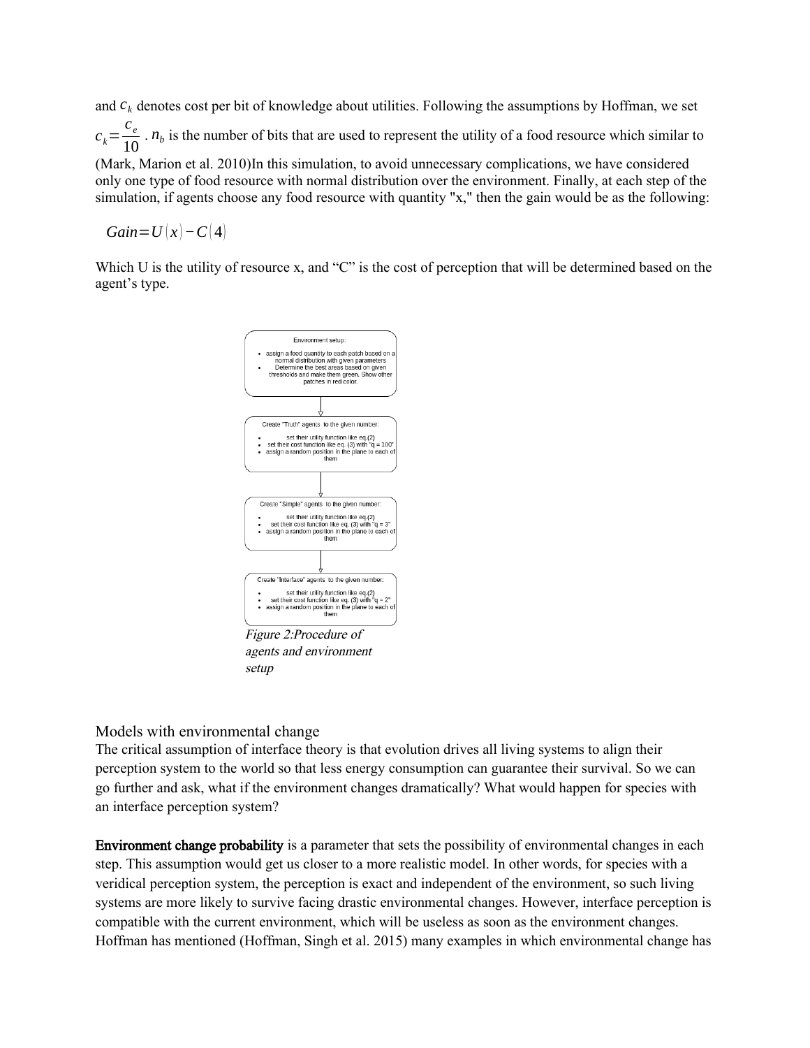and $c_k$ denotes cost per bit of knowledge about utilities. Following the assumptions by Hoffman, we set $c_k = \frac{c_e}{10}$ . $n_b$ is the number of bits that are used to represent the utility of a food resource which similar to (Mark, Marion et al. 2010)In this simulation, to avoid unnecessary complications, we have considered only one type of food resource with normal distribution over the environment. Finally, at each step of the simulation, if agents choose any food resource with quantity "x," then the gain would be as the following:

$$Gain = U(x) - C(4)$$

Which U is the utility of resource x, and "C" is the cost of perception that will be determined based on the agent's type.

Environment setup:

- assign a food quantity to each patch based on a normal distribution with given parameters
- Determine the best areas based on given thresholds and make them green. Show other patches in red color.

Create "Truth" agents to the given number:

- set their utility function like eq.(2)
- set their cost function like eq. (3) with "q = 100"
- assign a random position in the plane to each of them

Create "Simple" agents to the given number:

- set their utility function like eq.(2)
- set their cost function like eq. (3) with "q = 3"
- assign a random position in the plane to each of them

Create "Interface" agents to the given number:

- set their utility function like eq.(2)
- set their cost function like eq. (3) with "q = 2"
- assign a random position in the plane to each of them

*Figure 2:Procedure of agents and environment setup*

## Models with environmental change

The critical assumption of interface theory is that evolution drives all living systems to align their perception system to the world so that less energy consumption can guarantee their survival. So we can go further and ask, what if the environment changes dramatically? What would happen for species with an interface perception system?

**Environment change probability** is a parameter that sets the possibility of environmental changes in each step. This assumption would get us closer to a more realistic model. In other words, for species with a veridical perception system, the perception is exact and independent of the environment, so such living systems are more likely to survive facing drastic environmental changes. However, interface perception is compatible with the current environment, which will be useless as soon as the environment changes. Hoffman has mentioned (Hoffman, Singh et al. 2015) many examples in which environmental change has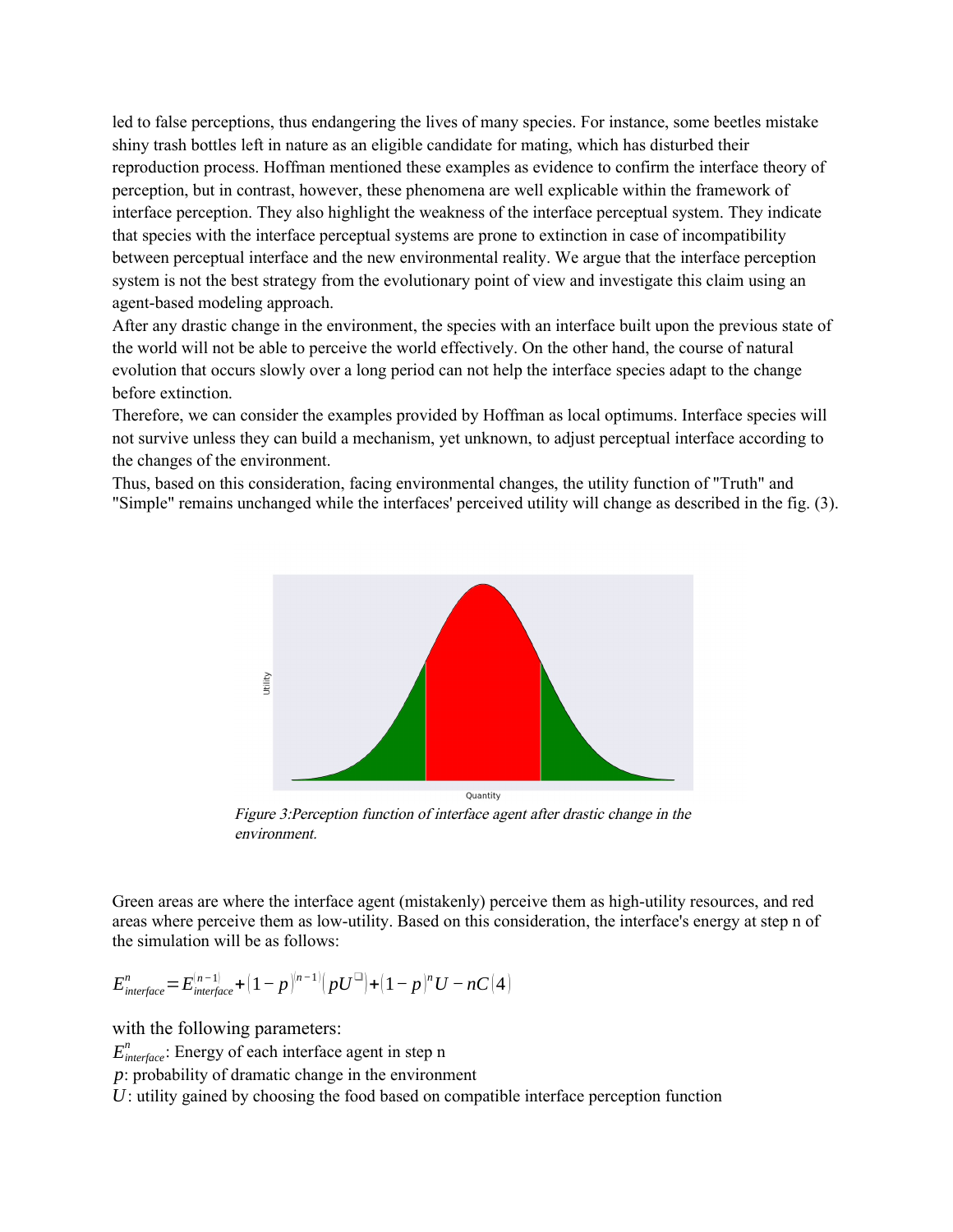led to false perceptions, thus endangering the lives of many species. For instance, some beetles mistake shiny trash bottles left in nature as an eligible candidate for mating, which has disturbed their reproduction process. Hoffman mentioned these examples as evidence to confirm the interface theory of perception, but in contrast, however, these phenomena are well explicable within the framework of interface perception. They also highlight the weakness of the interface perceptual system. They indicate that species with the interface perceptual systems are prone to extinction in case of incompatibility between perceptual interface and the new environmental reality. We argue that the interface perception system is not the best strategy from the evolutionary point of view and investigate this claim using an agent-based modeling approach.

After any drastic change in the environment, the species with an interface built upon the previous state of the world will not be able to perceive the world effectively. On the other hand, the course of natural evolution that occurs slowly over a long period can not help the interface species adapt to the change before extinction.

Therefore, we can consider the examples provided by Hoffman as local optimums. Interface species will not survive unless they can build a mechanism, yet unknown, to adjust perceptual interface according to the changes of the environment.

Thus, based on this consideration, facing environmental changes, the utility function of "Truth" and "Simple" remains unchanged while the interfaces' perceived utility will change as described in the fig. (3).

Utility

Quantity

*Figure 3:Perception function of interface agent after drastic change in the environment.*

Green areas are where the interface agent (mistakenly) perceive them as high-utility resources, and red areas where perceive them as low-utility. Based on this consideration, the interface's energy at step n of the simulation will be as follows:

$$E_{interface}^{n} = E_{interface}^{(n-1)} + (1-p)^{(n-1)}(pU^{\square}) + (1-p)^{n}U - nC \quad (4)$$

with the following parameters:

$E_{interface}^{n}$: Energy of each interface agent in step n

$p$: probability of dramatic change in the environment

$U$: utility gained by choosing the food based on compatible interface perception function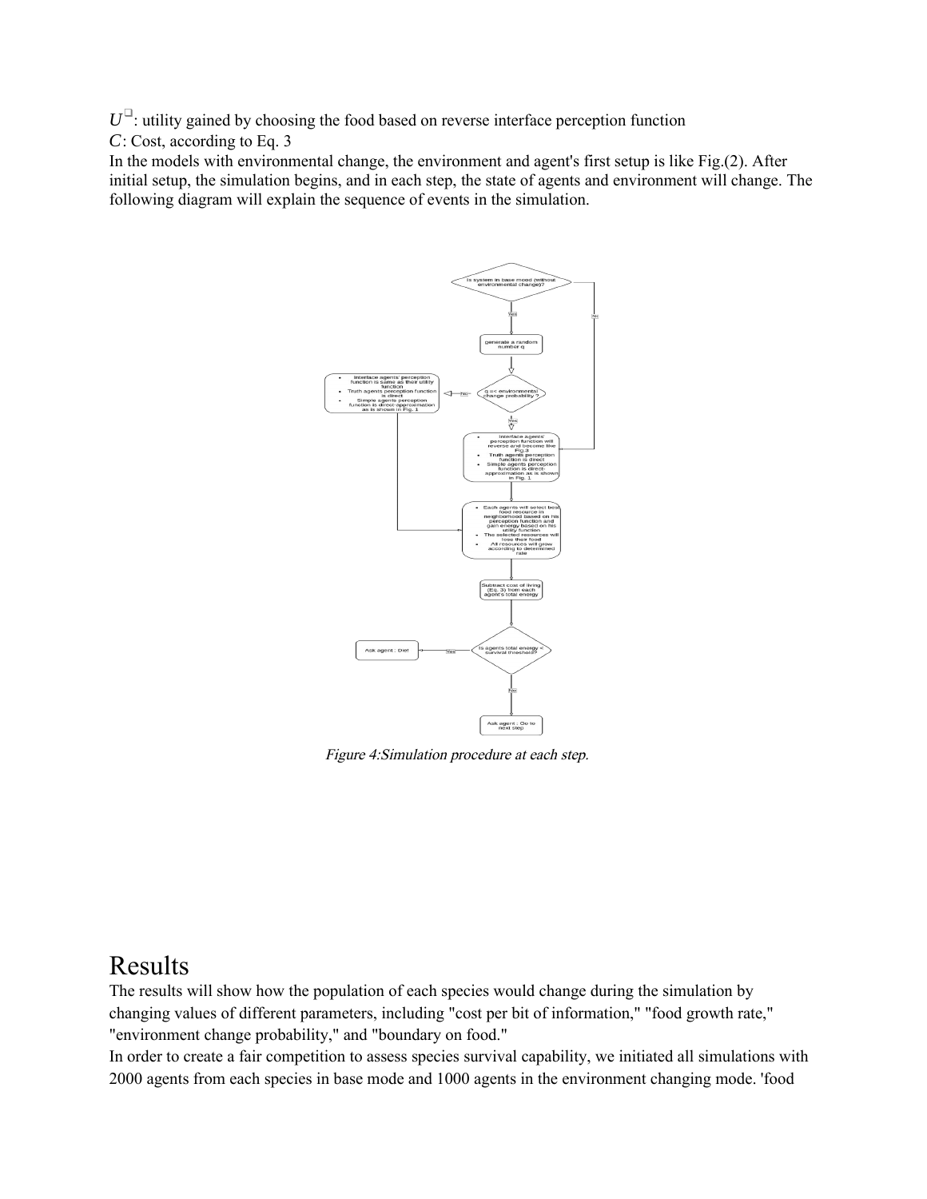$U^{\square}$: utility gained by choosing the food based on reverse interface perception function

$C$: Cost, according to Eq. 3

In the models with environmental change, the environment and agent's first setup is like Fig.(2). After initial setup, the simulation begins, and in each step, the state of agents and environment will change. The following diagram will explain the sequence of events in the simulation.

Is system in base mood (without environmental change)?

Yes

No

generate a random number q

q =< environments change probability ?

No

Yes

- Interface agents' perception function is same as their utility function
- Truth agents perception function is direct
- Simple agents perception function is direct-approximation as is shown in Fig. 1

- Interface agents' perception function will reverse and become like Fig.3
- Truth agents perception function is direct
- Simple agents perception function is direct-approximation as is shown in Fig. 1

- Each agents will select best food resource in neighborhood based on his perception function and gain energy based on his utility function
- The selected resources will lose their food
- All resources will grow according to determined rate

Subtract cost of living (Eq. 3) from each agent's total energy

Is agents total energy < survival threshold?

Yes

Ask agent : Die!

No

Ask agent : Go to next step

*Figure 4:Simulation procedure at each step.*

# Results

The results will show how the population of each species would change during the simulation by changing values of different parameters, including "cost per bit of information," "food growth rate," "environment change probability," and "boundary on food."

In order to create a fair competition to assess species survival capability, we initiated all simulations with 2000 agents from each species in base mode and 1000 agents in the environment changing mode. 'food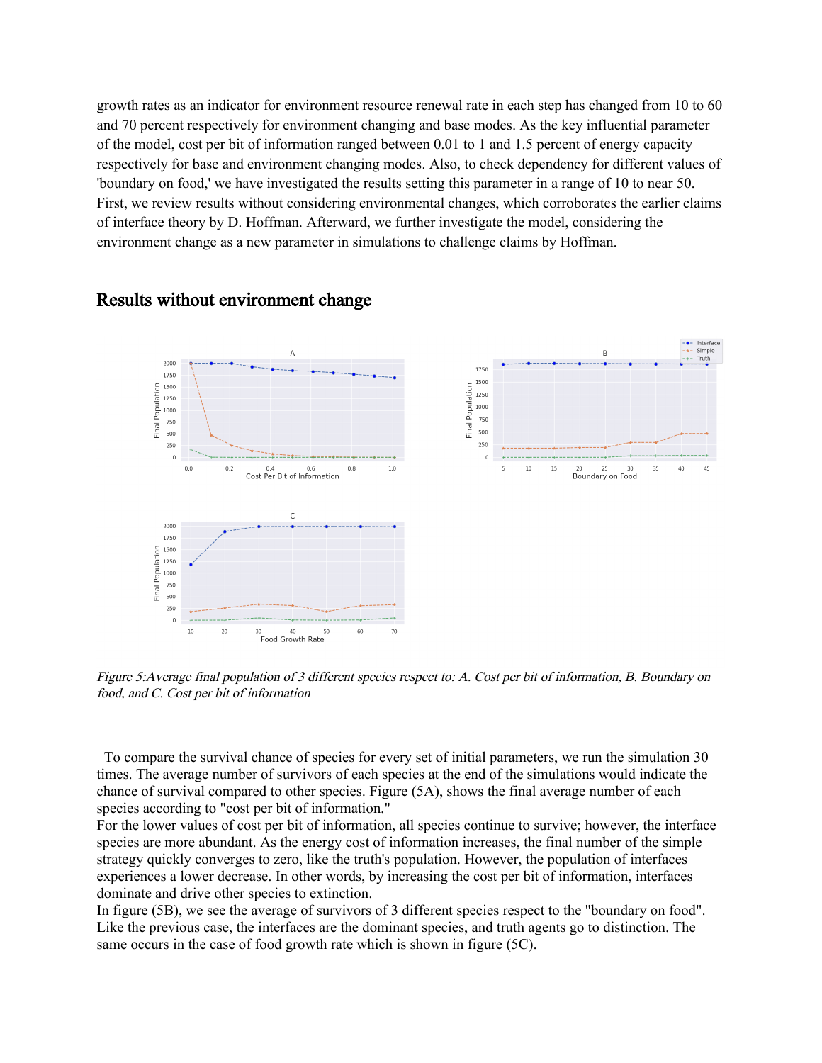growth rates as an indicator for environment resource renewal rate in each step has changed from 10 to 60 and 70 percent respectively for environment changing and base modes. As the key influential parameter of the model, cost per bit of information ranged between 0.01 to 1 and 1.5 percent of energy capacity respectively for base and environment changing modes. Also, to check dependency for different values of 'boundary on food,' we have investigated the results setting this parameter in a range of 10 to near 50. First, we review results without considering environmental changes, which corroborates the earlier claims of interface theory by D. Hoffman. Afterward, we further investigate the model, considering the environment change as a new parameter in simulations to challenge claims by Hoffman.

## Results without environment change

A

Final Population

2000
1750
1500
1250
1000
750
500
250
0

0.0 0.2 0.4 0.6 0.8 1.0

Cost Per Bit of Information

B

Interface
Simple
Truth

Final Population

1750
1500
1250
1000
750
500
250
0

5 10 15 20 25 30 35 40 45

Boundary on Food

C

Final Population

2000
1750
1500
1250
1000
750
500
250
0

10 20 30 40 50 60 70

Food Growth Rate

*Figure 5:Average final population of 3 different species respect to: A. Cost per bit of information, B. Boundary on food, and C. Cost per bit of information*

To compare the survival chance of species for every set of initial parameters, we run the simulation 30 times. The average number of survivors of each species at the end of the simulations would indicate the chance of survival compared to other species. Figure (5A), shows the final average number of each species according to "cost per bit of information."

For the lower values of cost per bit of information, all species continue to survive; however, the interface species are more abundant. As the energy cost of information increases, the final number of the simple strategy quickly converges to zero, like the truth's population. However, the population of interfaces experiences a lower decrease. In other words, by increasing the cost per bit of information, interfaces dominate and drive other species to extinction.

In figure (5B), we see the average of survivors of 3 different species respect to the "boundary on food". Like the previous case, the interfaces are the dominant species, and truth agents go to distinction. The same occurs in the case of food growth rate which is shown in figure (5C).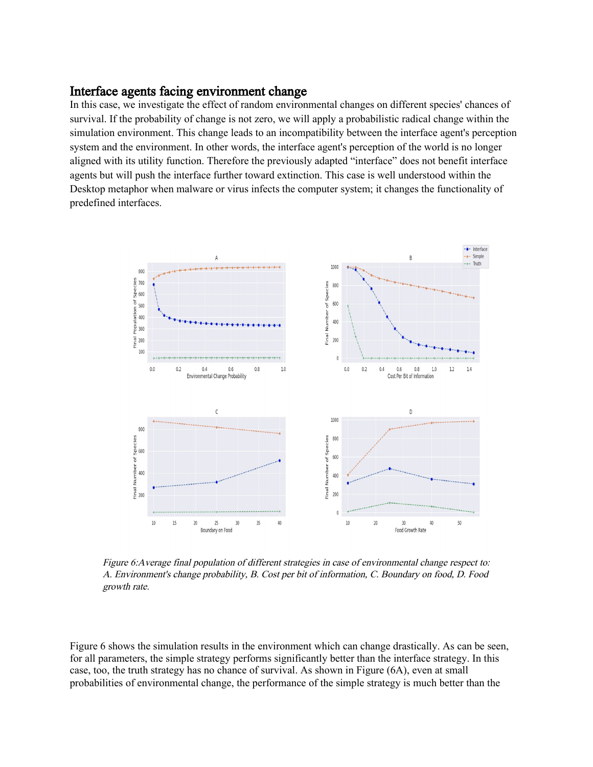## Interface agents facing environment change

In this case, we investigate the effect of random environmental changes on different species' chances of survival. If the probability of change is not zero, we will apply a probabilistic radical change within the simulation environment. This change leads to an incompatibility between the interface agent's perception system and the environment. In other words, the interface agent's perception of the world is no longer aligned with its utility function. Therefore the previously adapted "interface" does not benefit interface agents but will push the interface further toward extinction. This case is well understood within the Desktop metaphor when malware or virus infects the computer system; it changes the functionality of predefined interfaces.

A

Final Population of Species

100
200
300
400
500
600
700
800

0.0
0.2
0.4
0.6
0.8
1.0

Environmental Change Probability

B

Final Number of Species

0
200
400
600
800
1000

0.0
0.2
0.4
0.6
0.8
1.0
1.2
1.4

Cost Per Bit of Information

Interface
Simple
Truth

C

Final Number of Species

200
400
600
800

10
15
20
25
30
35
40

Boundary on Food

D

Final Number of Species

0
200
400
600
800
1000

10
20
30
40
50

Food Growth Rate

*Figure 6:Average final population of different strategies in case of environmental change respect to: A. Environment's change probability, B. Cost per bit of information, C. Boundary on food, D. Food growth rate.*

Figure 6 shows the simulation results in the environment which can change drastically. As can be seen, for all parameters, the simple strategy performs significantly better than the interface strategy. In this case, too, the truth strategy has no chance of survival. As shown in Figure (6A), even at small probabilities of environmental change, the performance of the simple strategy is much better than the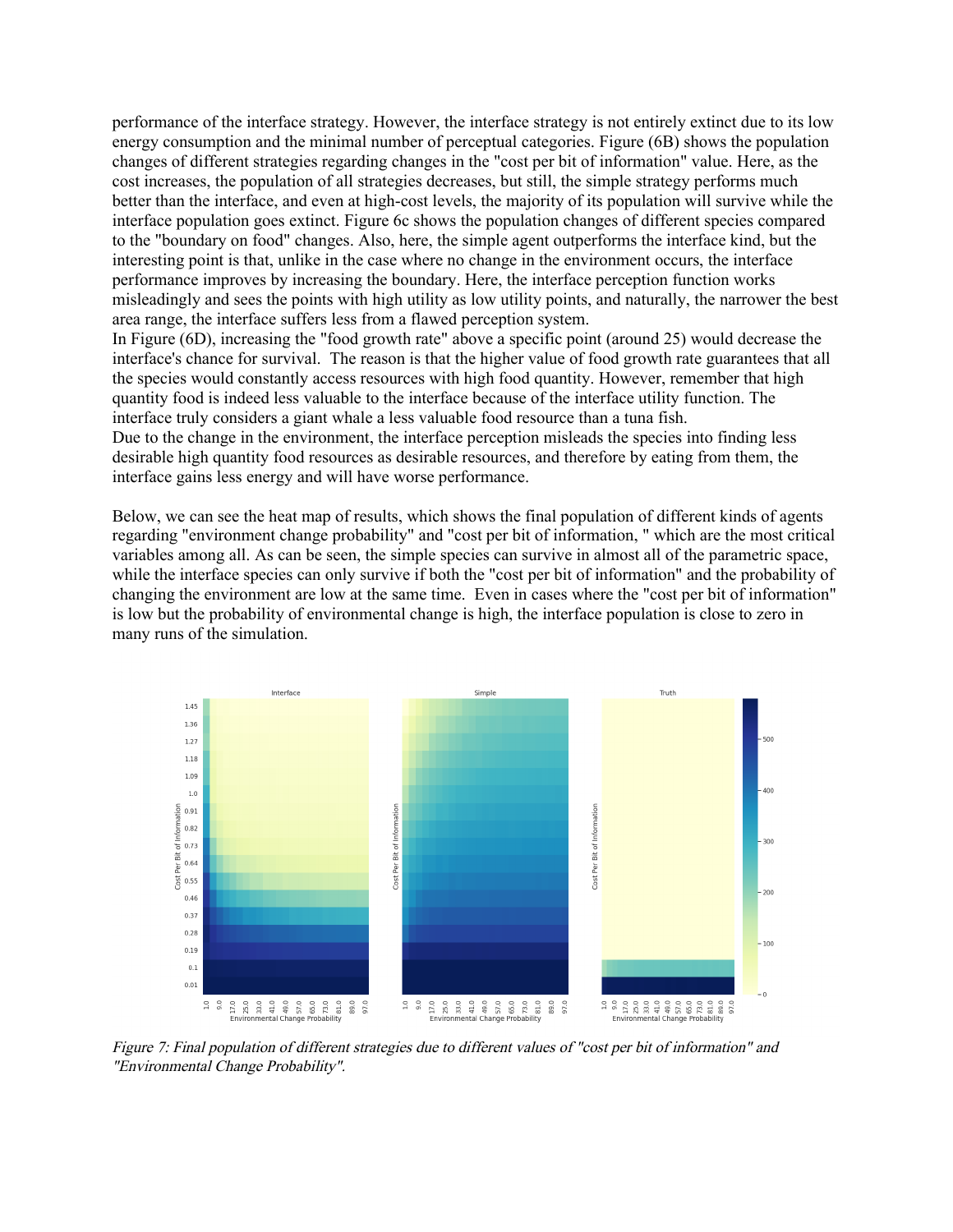performance of the interface strategy. However, the interface strategy is not entirely extinct due to its low energy consumption and the minimal number of perceptual categories. Figure (6B) shows the population changes of different strategies regarding changes in the "cost per bit of information" value. Here, as the cost increases, the population of all strategies decreases, but still, the simple strategy performs much better than the interface, and even at high-cost levels, the majority of its population will survive while the interface population goes extinct. Figure 6c shows the population changes of different species compared to the "boundary on food" changes. Also, here, the simple agent outperforms the interface kind, but the interesting point is that, unlike in the case where no change in the environment occurs, the interface performance improves by increasing the boundary. Here, the interface perception function works misleadingly and sees the points with high utility as low utility points, and naturally, the narrower the best area range, the interface suffers less from a flawed perception system.
In Figure (6D), increasing the "food growth rate" above a specific point (around 25) would decrease the interface's chance for survival. The reason is that the higher value of food growth rate guarantees that all the species would constantly access resources with high food quantity. However, remember that high quantity food is indeed less valuable to the interface because of the interface utility function. The interface truly considers a giant whale a less valuable food resource than a tuna fish.
Due to the change in the environment, the interface perception misleads the species into finding less desirable high quantity food resources as desirable resources, and therefore by eating from them, the interface gains less energy and will have worse performance.

Below, we can see the heat map of results, which shows the final population of different kinds of agents regarding "environment change probability" and "cost per bit of information, " which are the most critical variables among all. As can be seen, the simple species can survive in almost all of the parametric space, while the interface species can only survive if both the "cost per bit of information" and the probability of changing the environment are low at the same time. Even in cases where the "cost per bit of information" is low but the probability of environmental change is high, the interface population is close to zero in many runs of the simulation.

Interface
Simple
Truth

Cost Per Bit of Information
1.45
1.36
1.27
1.18
1.09
1.0
0.91
0.82
0.73
0.64
0.55
0.46
0.37
0.28
0.19
0.1
0.01

Environmental Change Probability
1.0 9.0 17.0 25.0 33.0 41.0 49.0 57.0 65.0 73.0 81.0 89.0 97.0

500
400
300
200
100
0

*Figure 7: Final population of different strategies due to different values of "cost per bit of information" and "Environmental Change Probability".*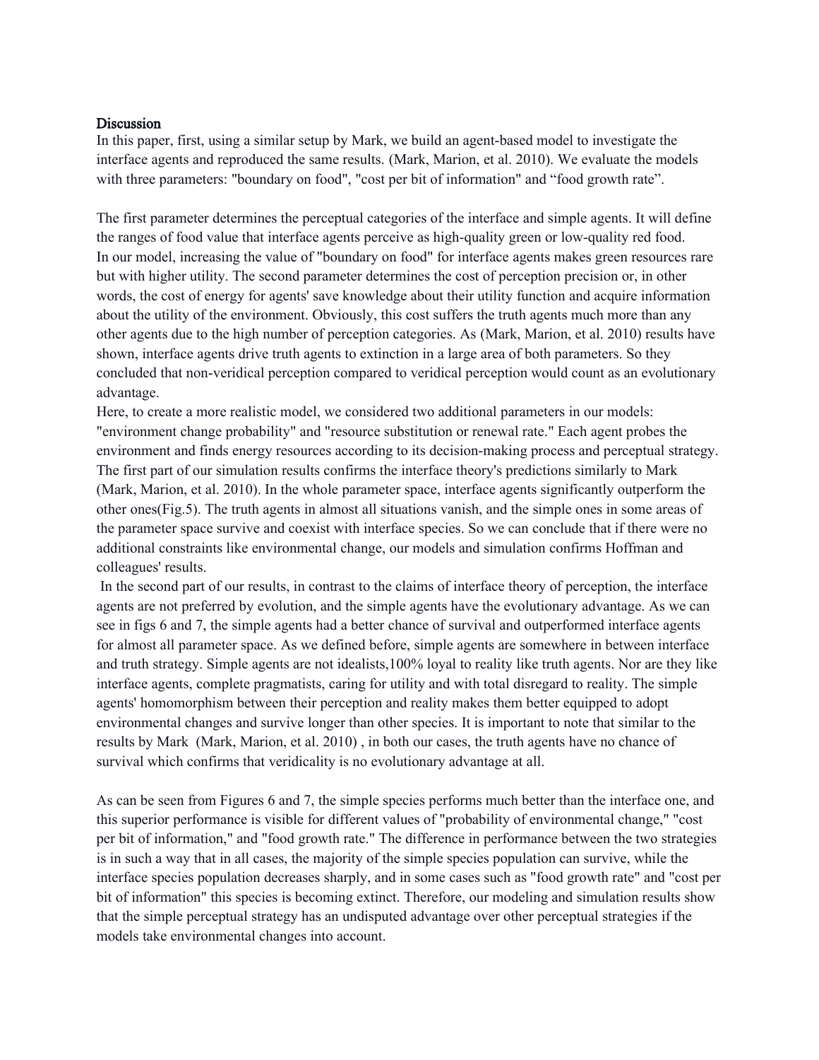## Discussion

In this paper, first, using a similar setup by Mark, we build an agent-based model to investigate the interface agents and reproduced the same results. (Mark, Marion, et al. 2010). We evaluate the models with three parameters: "boundary on food", "cost per bit of information" and "food growth rate".

The first parameter determines the perceptual categories of the interface and simple agents. It will define the ranges of food value that interface agents perceive as high-quality green or low-quality red food. In our model, increasing the value of "boundary on food" for interface agents makes green resources rare but with higher utility. The second parameter determines the cost of perception precision or, in other words, the cost of energy for agents' save knowledge about their utility function and acquire information about the utility of the environment. Obviously, this cost suffers the truth agents much more than any other agents due to the high number of perception categories. As (Mark, Marion, et al. 2010) results have shown, interface agents drive truth agents to extinction in a large area of both parameters. So they concluded that non-veridical perception compared to veridical perception would count as an evolutionary advantage.

Here, to create a more realistic model, we considered two additional parameters in our models: "environment change probability" and "resource substitution or renewal rate." Each agent probes the environment and finds energy resources according to its decision-making process and perceptual strategy. The first part of our simulation results confirms the interface theory's predictions similarly to Mark (Mark, Marion, et al. 2010). In the whole parameter space, interface agents significantly outperform the other ones(Fig.5). The truth agents in almost all situations vanish, and the simple ones in some areas of the parameter space survive and coexist with interface species. So we can conclude that if there were no additional constraints like environmental change, our models and simulation confirms Hoffman and colleagues' results.

In the second part of our results, in contrast to the claims of interface theory of perception, the interface agents are not preferred by evolution, and the simple agents have the evolutionary advantage. As we can see in figs 6 and 7, the simple agents had a better chance of survival and outperformed interface agents for almost all parameter space. As we defined before, simple agents are somewhere in between interface and truth strategy. Simple agents are not idealists,100% loyal to reality like truth agents. Nor are they like interface agents, complete pragmatists, caring for utility and with total disregard to reality. The simple agents' homomorphism between their perception and reality makes them better equipped to adopt environmental changes and survive longer than other species. It is important to note that similar to the results by Mark (Mark, Marion, et al. 2010) , in both our cases, the truth agents have no chance of survival which confirms that veridicality is no evolutionary advantage at all.

As can be seen from Figures 6 and 7, the simple species performs much better than the interface one, and this superior performance is visible for different values of "probability of environmental change," "cost per bit of information," and "food growth rate." The difference in performance between the two strategies is in such a way that in all cases, the majority of the simple species population can survive, while the interface species population decreases sharply, and in some cases such as "food growth rate" and "cost per bit of information" this species is becoming extinct. Therefore, our modeling and simulation results show that the simple perceptual strategy has an undisputed advantage over other perceptual strategies if the models take environmental changes into account.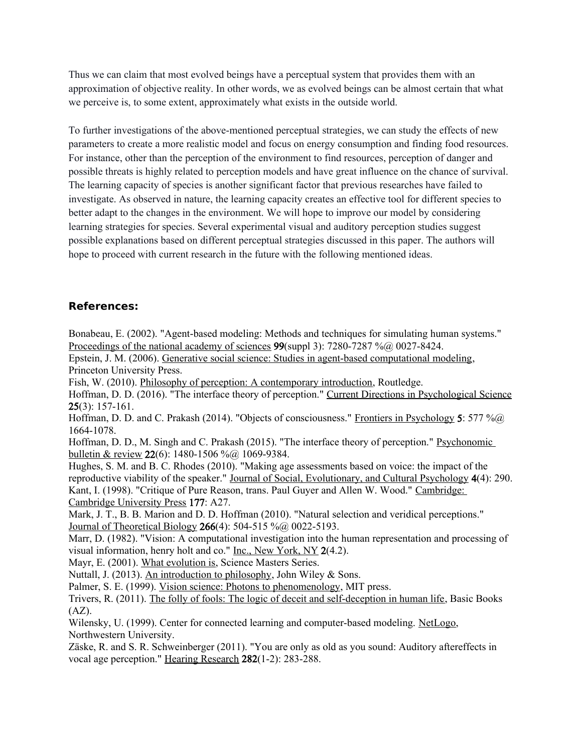Thus we can claim that most evolved beings have a perceptual system that provides them with an approximation of objective reality. In other words, we as evolved beings can be almost certain that what we perceive is, to some extent, approximately what exists in the outside world.

To further investigations of the above-mentioned perceptual strategies, we can study the effects of new parameters to create a more realistic model and focus on energy consumption and finding food resources. For instance, other than the perception of the environment to find resources, perception of danger and possible threats is highly related to perception models and have great influence on the chance of survival. The learning capacity of species is another significant factor that previous researches have failed to investigate. As observed in nature, the learning capacity creates an effective tool for different species to better adapt to the changes in the environment. We will hope to improve our model by considering learning strategies for species. Several experimental visual and auditory perception studies suggest possible explanations based on different perceptual strategies discussed in this paper. The authors will hope to proceed with current research in the future with the following mentioned ideas.

### References:

Bonabeau, E. (2002). "Agent-based modeling: Methods and techniques for simulating human systems." Proceedings of the national academy of sciences **99**(suppl 3): 7280-7287 %@ 0027-8424.

Epstein, J. M. (2006). Generative social science: Studies in agent-based computational modeling, Princeton University Press.

Fish, W. (2010). Philosophy of perception: A contemporary introduction, Routledge.

Hoffman, D. D. (2016). "The interface theory of perception." Current Directions in Psychological Science **25**(3): 157-161.

Hoffman, D. D. and C. Prakash (2014). "Objects of consciousness." Frontiers in Psychology **5**: 577 %@ 1664-1078.

Hoffman, D. D., M. Singh and C. Prakash (2015). "The interface theory of perception." Psychonomic bulletin & review **22**(6): 1480-1506 %@ 1069-9384.

Hughes, S. M. and B. C. Rhodes (2010). "Making age assessments based on voice: the impact of the reproductive viability of the speaker." Journal of Social, Evolutionary, and Cultural Psychology **4**(4): 290.

Kant, I. (1998). "Critique of Pure Reason, trans. Paul Guyer and Allen W. Wood." Cambridge: Cambridge University Press **177**: A27.

Mark, J. T., B. B. Marion and D. D. Hoffman (2010). "Natural selection and veridical perceptions." Journal of Theoretical Biology **266**(4): 504-515 %@ 0022-5193.

Marr, D. (1982). "Vision: A computational investigation into the human representation and processing of visual information, henry holt and co." Inc., New York, NY **2**(4.2).

Mayr, E. (2001). What evolution is, Science Masters Series.

Nuttall, J. (2013). An introduction to philosophy, John Wiley & Sons.

Palmer, S. E. (1999). Vision science: Photons to phenomenology, MIT press.

Trivers, R. (2011). The folly of fools: The logic of deceit and self-deception in human life, Basic Books (AZ).

Wilensky, U. (1999). Center for connected learning and computer-based modeling. NetLogo, Northwestern University.

Zäske, R. and S. R. Schweinberger (2011). "You are only as old as you sound: Auditory aftereffects in vocal age perception." Hearing Research **282**(1-2): 283-288.